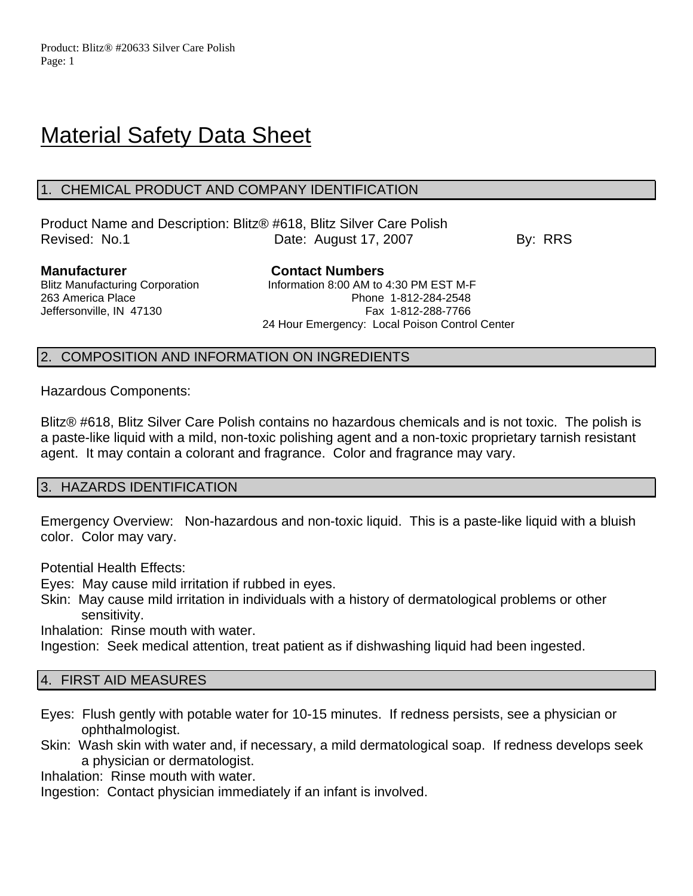# Material Safety Data Sheet

## 1. CHEMICAL PRODUCT AND COMPANY IDENTIFICATION

Product Name and Description: Blitz® #618, Blitz Silver Care Polish
Revised: No.1 Date: August 17, 2007 By: RRS

**Manufacturer**
Blitz Manufacturing Corporation
263 America Place
Jeffersonville, IN 47130

**Contact Numbers**
Information 8:00 AM to 4:30 PM EST M-F
Phone 1-812-284-2548
Fax 1-812-288-7766
24 Hour Emergency: Local Poison Control Center

## 2. COMPOSITION AND INFORMATION ON INGREDIENTS

Hazardous Components:

Blitz® #618, Blitz Silver Care Polish contains no hazardous chemicals and is not toxic. The polish is a paste-like liquid with a mild, non-toxic polishing agent and a non-toxic proprietary tarnish resistant agent. It may contain a colorant and fragrance. Color and fragrance may vary.

## 3. HAZARDS IDENTIFICATION

Emergency Overview: Non-hazardous and non-toxic liquid. This is a paste-like liquid with a bluish color. Color may vary.

Potential Health Effects:
Eyes: May cause mild irritation if rubbed in eyes.
Skin: May cause mild irritation in individuals with a history of dermatological problems or other sensitivity.
Inhalation: Rinse mouth with water.
Ingestion: Seek medical attention, treat patient as if dishwashing liquid had been ingested.

## 4. FIRST AID MEASURES

Eyes: Flush gently with potable water for 10-15 minutes. If redness persists, see a physician or ophthalmologist.
Skin: Wash skin with water and, if necessary, a mild dermatological soap. If redness develops seek a physician or dermatologist.
Inhalation: Rinse mouth with water.
Ingestion: Contact physician immediately if an infant is involved.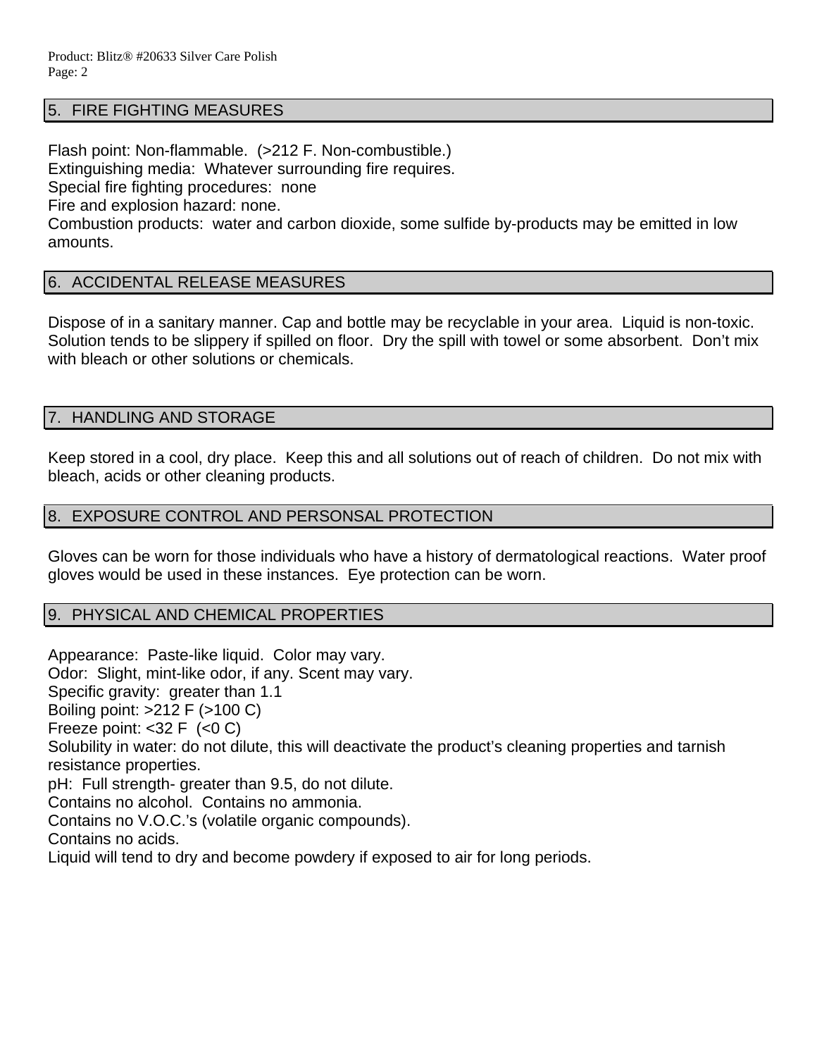## 5. FIRE FIGHTING MEASURES

Flash point: Non-flammable. (>212 F. Non-combustible.)
Extinguishing media: Whatever surrounding fire requires.
Special fire fighting procedures: none
Fire and explosion hazard: none.
Combustion products: water and carbon dioxide, some sulfide by-products may be emitted in low amounts.

## 6. ACCIDENTAL RELEASE MEASURES

Dispose of in a sanitary manner. Cap and bottle may be recyclable in your area. Liquid is non-toxic. Solution tends to be slippery if spilled on floor. Dry the spill with towel or some absorbent. Don't mix with bleach or other solutions or chemicals.

## 7. HANDLING AND STORAGE

Keep stored in a cool, dry place. Keep this and all solutions out of reach of children. Do not mix with bleach, acids or other cleaning products.

## 8. EXPOSURE CONTROL AND PERSONSAL PROTECTION

Gloves can be worn for those individuals who have a history of dermatological reactions. Water proof gloves would be used in these instances. Eye protection can be worn.

## 9. PHYSICAL AND CHEMICAL PROPERTIES

Appearance: Paste-like liquid. Color may vary.
Odor: Slight, mint-like odor, if any. Scent may vary.
Specific gravity: greater than 1.1
Boiling point: >212 F (>100 C)
Freeze point: <32 F (<0 C)
Solubility in water: do not dilute, this will deactivate the product's cleaning properties and tarnish resistance properties.
pH: Full strength- greater than 9.5, do not dilute.
Contains no alcohol. Contains no ammonia.
Contains no V.O.C.'s (volatile organic compounds).
Contains no acids.
Liquid will tend to dry and become powdery if exposed to air for long periods.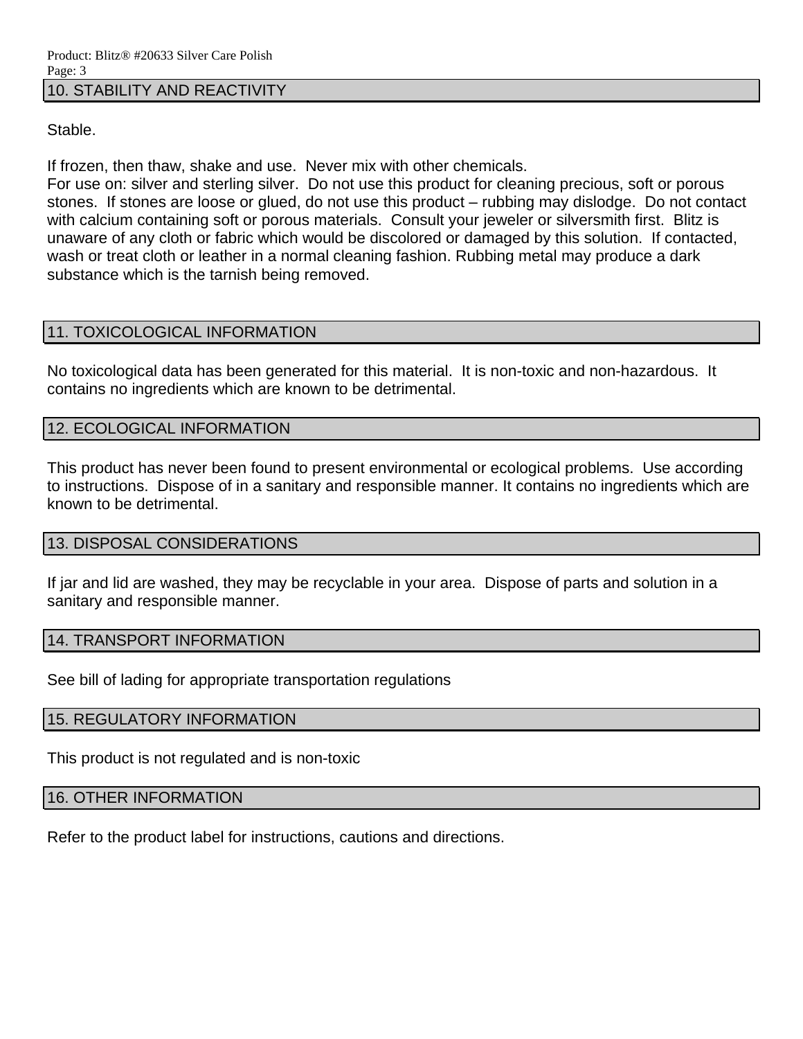## 10. STABILITY AND REACTIVITY

Stable.

If frozen, then thaw, shake and use. Never mix with other chemicals.
For use on: silver and sterling silver. Do not use this product for cleaning precious, soft or porous stones. If stones are loose or glued, do not use this product – rubbing may dislodge. Do not contact with calcium containing soft or porous materials. Consult your jeweler or silversmith first. Blitz is unaware of any cloth or fabric which would be discolored or damaged by this solution. If contacted, wash or treat cloth or leather in a normal cleaning fashion. Rubbing metal may produce a dark substance which is the tarnish being removed.

## 11. TOXICOLOGICAL INFORMATION

No toxicological data has been generated for this material. It is non-toxic and non-hazardous. It contains no ingredients which are known to be detrimental.

## 12. ECOLOGICAL INFORMATION

This product has never been found to present environmental or ecological problems. Use according to instructions. Dispose of in a sanitary and responsible manner. It contains no ingredients which are known to be detrimental.

## 13. DISPOSAL CONSIDERATIONS

If jar and lid are washed, they may be recyclable in your area. Dispose of parts and solution in a sanitary and responsible manner.

## 14. TRANSPORT INFORMATION

See bill of lading for appropriate transportation regulations

## 15. REGULATORY INFORMATION

This product is not regulated and is non-toxic

## 16. OTHER INFORMATION

Refer to the product label for instructions, cautions and directions.